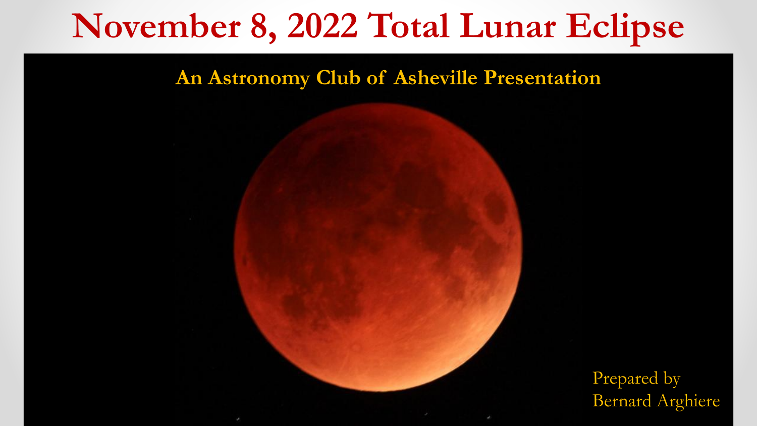# November 8, 2022 Total Lunar Eclipse

An Astronomy Club of Asheville Presentation

Prepared by
Bernard Arghiere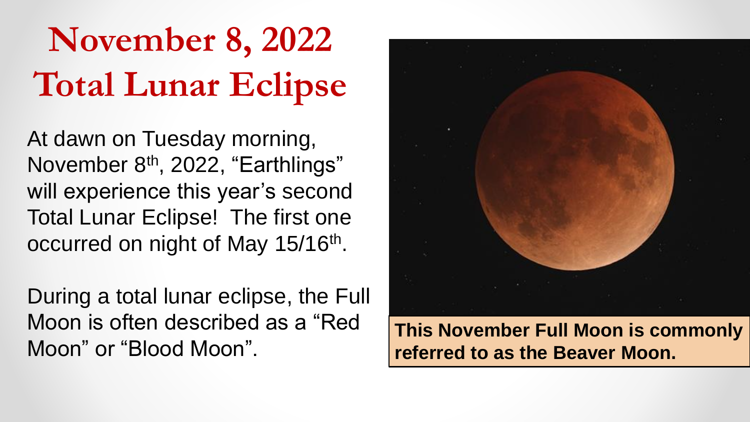# November 8, 2022 Total Lunar Eclipse

At dawn on Tuesday morning, November 8th, 2022, "Earthlings" will experience this year's second Total Lunar Eclipse! The first one occurred on night of May 15/16th.

During a total lunar eclipse, the Full Moon is often described as a "Red Moon" or "Blood Moon".

**This November Full Moon is commonly referred to as the Beaver Moon.**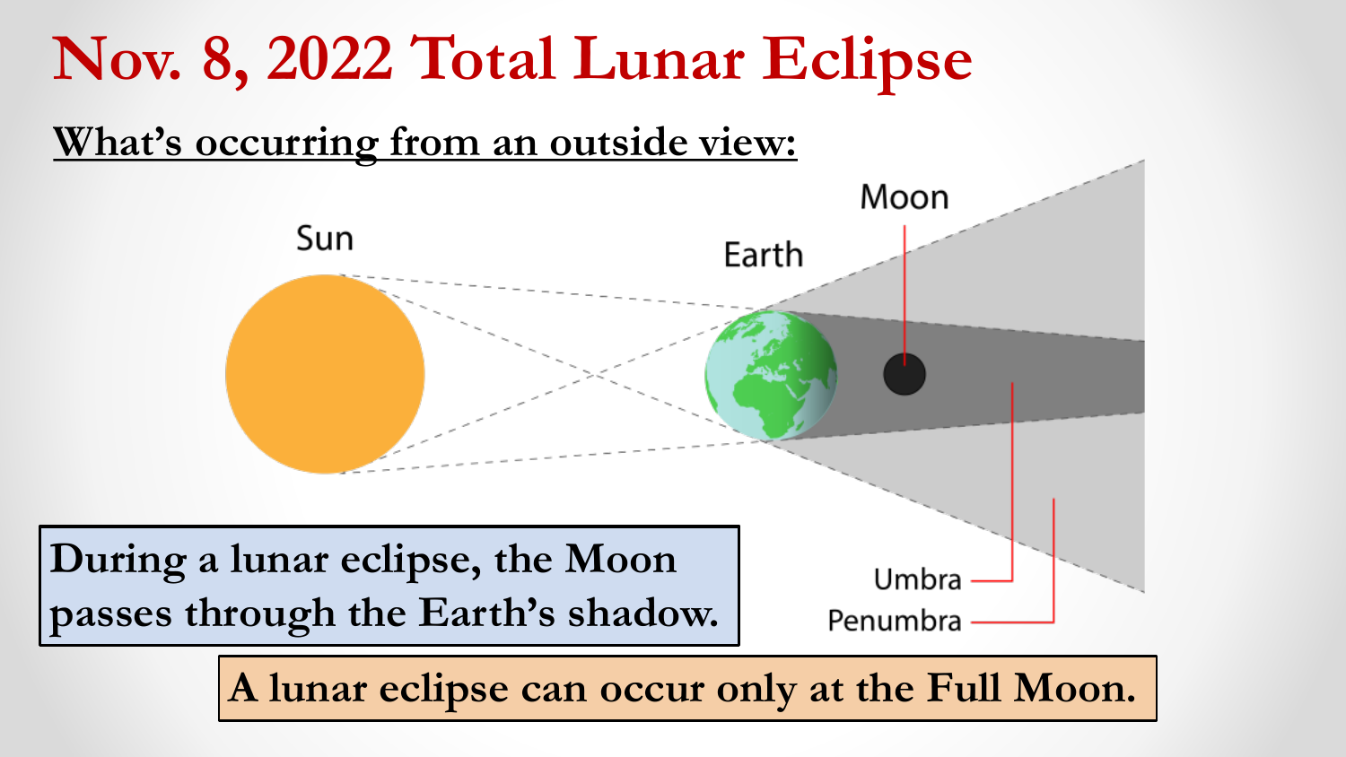# Nov. 8, 2022 Total Lunar Eclipse

**What's occurring from an outside view:**

Sun

Earth

Moon

Umbra

Penumbra

**During a lunar eclipse, the Moon passes through the Earth's shadow.**

**A lunar eclipse can occur only at the Full Moon.**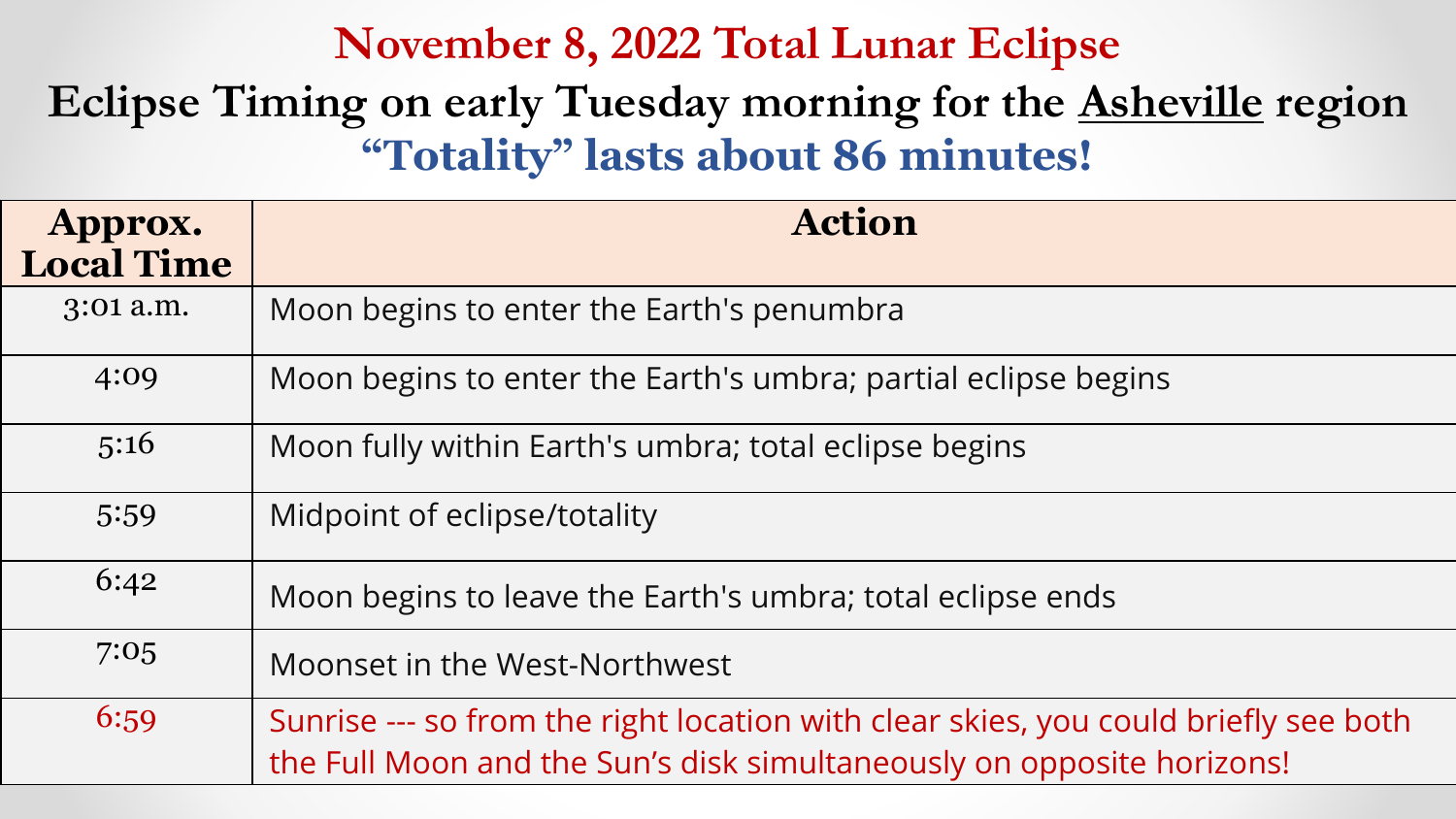# November 8, 2022 Total Lunar Eclipse

## Eclipse Timing on early Tuesday morning for the Asheville region

## "Totality" lasts about 86 minutes!

| Approx. Local Time | Action |
|---|---|
| 3:01 a.m. | Moon begins to enter the Earth's penumbra |
| 4:09 | Moon begins to enter the Earth's umbra; partial eclipse begins |
| 5:16 | Moon fully within Earth's umbra; total eclipse begins |
| 5:59 | Midpoint of eclipse/totality |
| 6:42 | Moon begins to leave the Earth's umbra; total eclipse ends |
| 7:05 | Moonset in the West-Northwest |
| 6:59 | Sunrise --- so from the right location with clear skies, you could briefly see both the Full Moon and the Sun's disk simultaneously on opposite horizons! |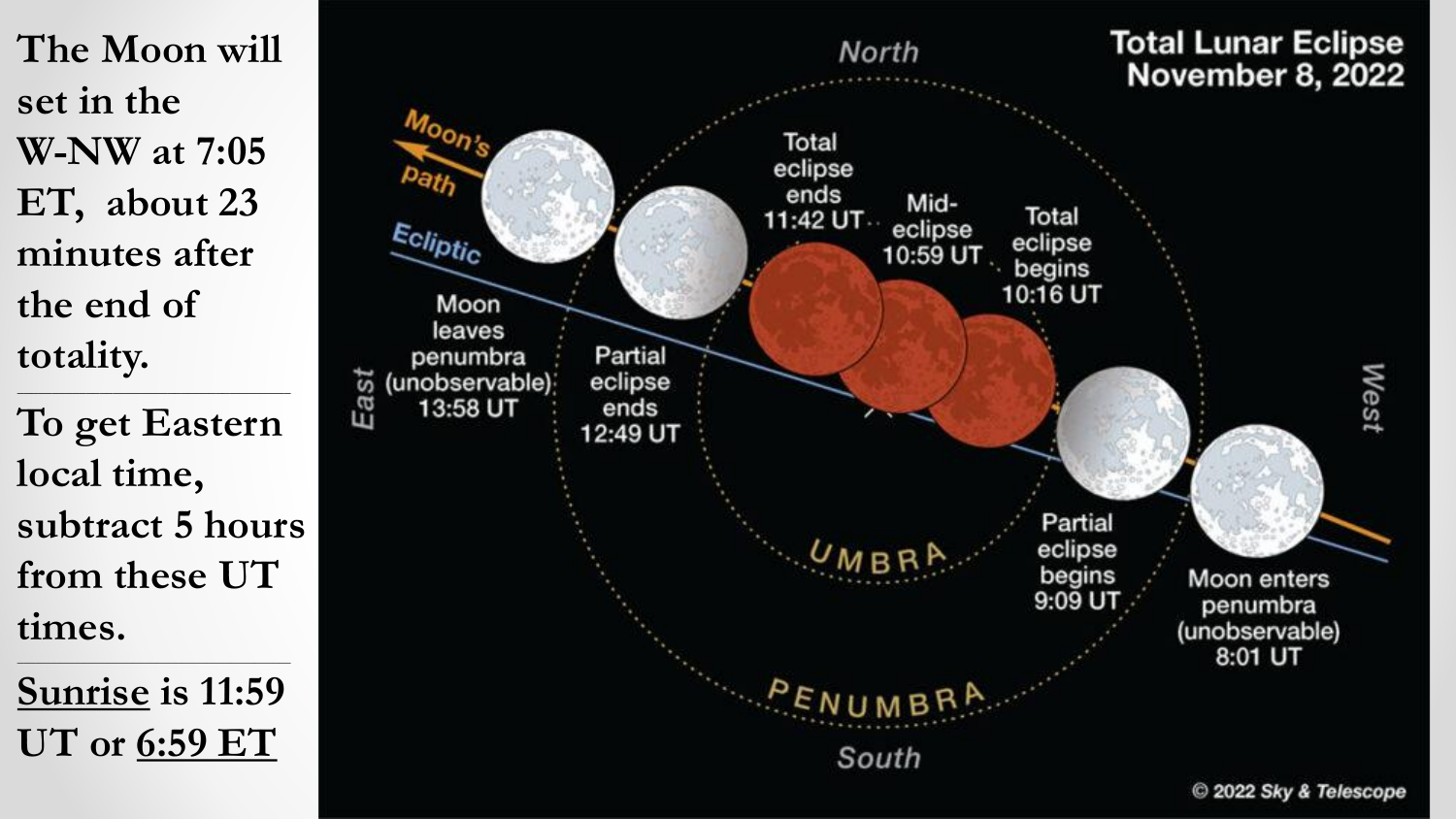The Moon will set in the W-NW at 7:05 ET, about 23 minutes after the end of totality.

---

To get Eastern local time, subtract 5 hours from these UT times.

---

Sunrise is 11:59 UT or 6:59 ET

# Total Lunar Eclipse November 8, 2022

- Moon enters penumbra (unobservable) 8:01 UT
- Partial eclipse begins 9:09 UT
- Total eclipse begins 10:16 UT
- Mid-eclipse 10:59 UT
- Total eclipse ends 11:42 UT
- Partial eclipse ends 12:49 UT
- Moon leaves penumbra (unobservable) 13:58 UT

North · South · East · West · Moon's path · Ecliptic · UMBRA · PENUMBRA

© 2022 Sky & Telescope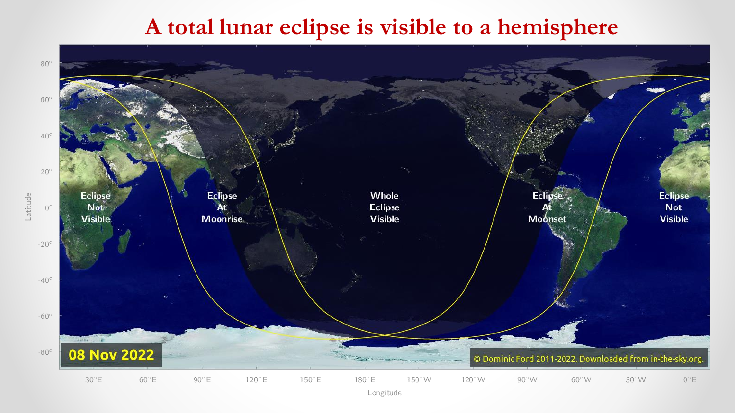# A total lunar eclipse is visible to a hemisphere

Eclipse Not Visible

Eclipse At Moonrise

Whole Eclipse Visible

Eclipse At Moonset

Eclipse Not Visible

08 Nov 2022

© Dominic Ford 2011-2022. Downloaded from in-the-sky.org.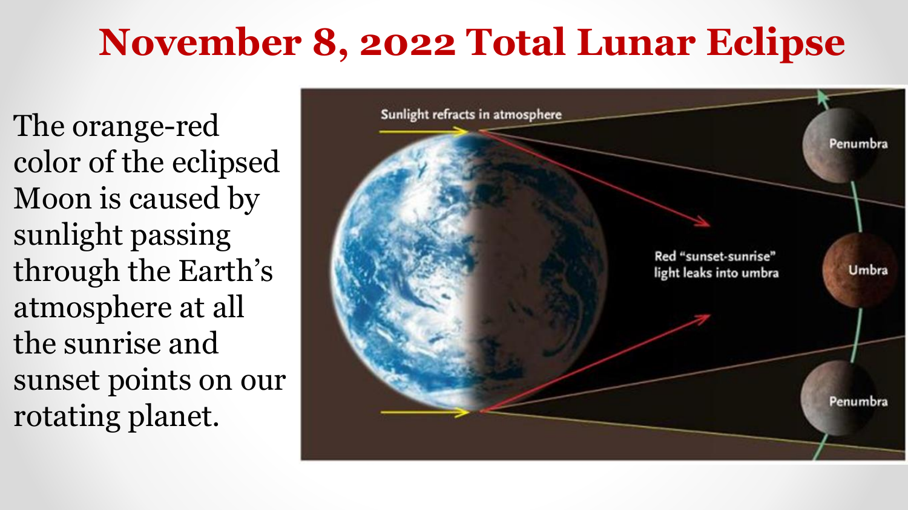# November 8, 2022 Total Lunar Eclipse

The orange-red color of the eclipsed Moon is caused by sunlight passing through the Earth's atmosphere at all the sunrise and sunset points on our rotating planet.

Sunlight refracts in atmosphere

Red "sunset-sunrise" light leaks into umbra

Penumbra

Umbra

Penumbra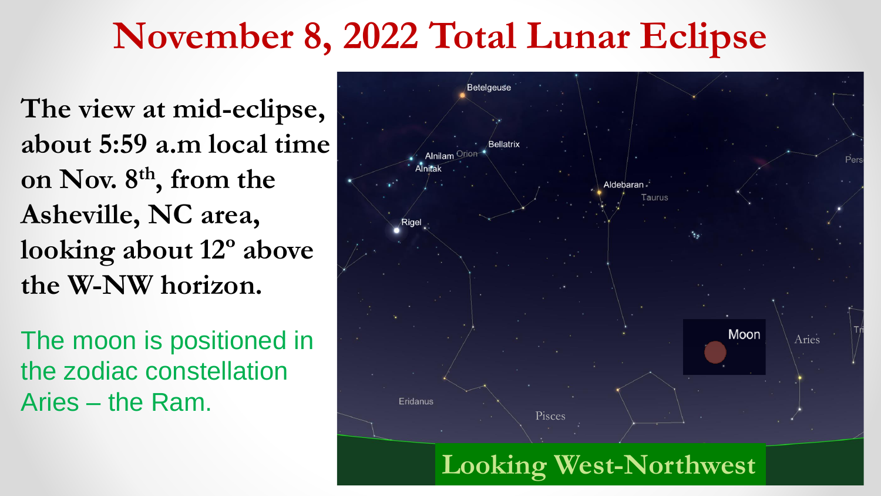# November 8, 2022 Total Lunar Eclipse

**The view at mid-eclipse, about 5:59 a.m local time on Nov. 8th, from the Asheville, NC area, looking about 12º above the W-NW horizon.**

The moon is positioned in the zodiac constellation Aries – the Ram.

Betelgeuse

Bellatrix

Alnilam Orion

Alnitak

Rigel

Aldebaran

Taurus

Pers

Moon

Aries

Tri

Eridanus

Pisces

Looking West-Northwest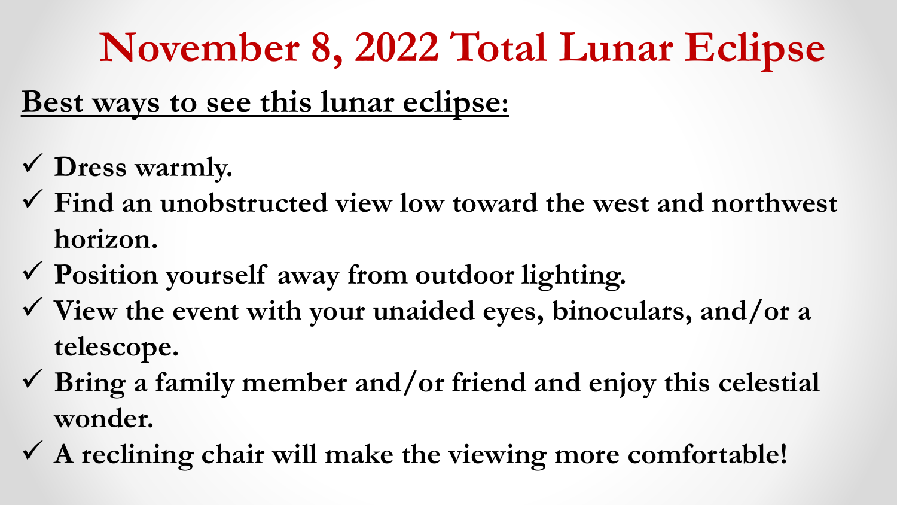# November 8, 2022 Total Lunar Eclipse

**Best ways to see this lunar eclipse:**

- ✓ **Dress warmly.**
- ✓ **Find an unobstructed view low toward the west and northwest horizon.**
- ✓ **Position yourself away from outdoor lighting.**
- ✓ **View the event with your unaided eyes, binoculars, and/or a telescope.**
- ✓ **Bring a family member and/or friend and enjoy this celestial wonder.**
- ✓ **A reclining chair will make the viewing more comfortable!**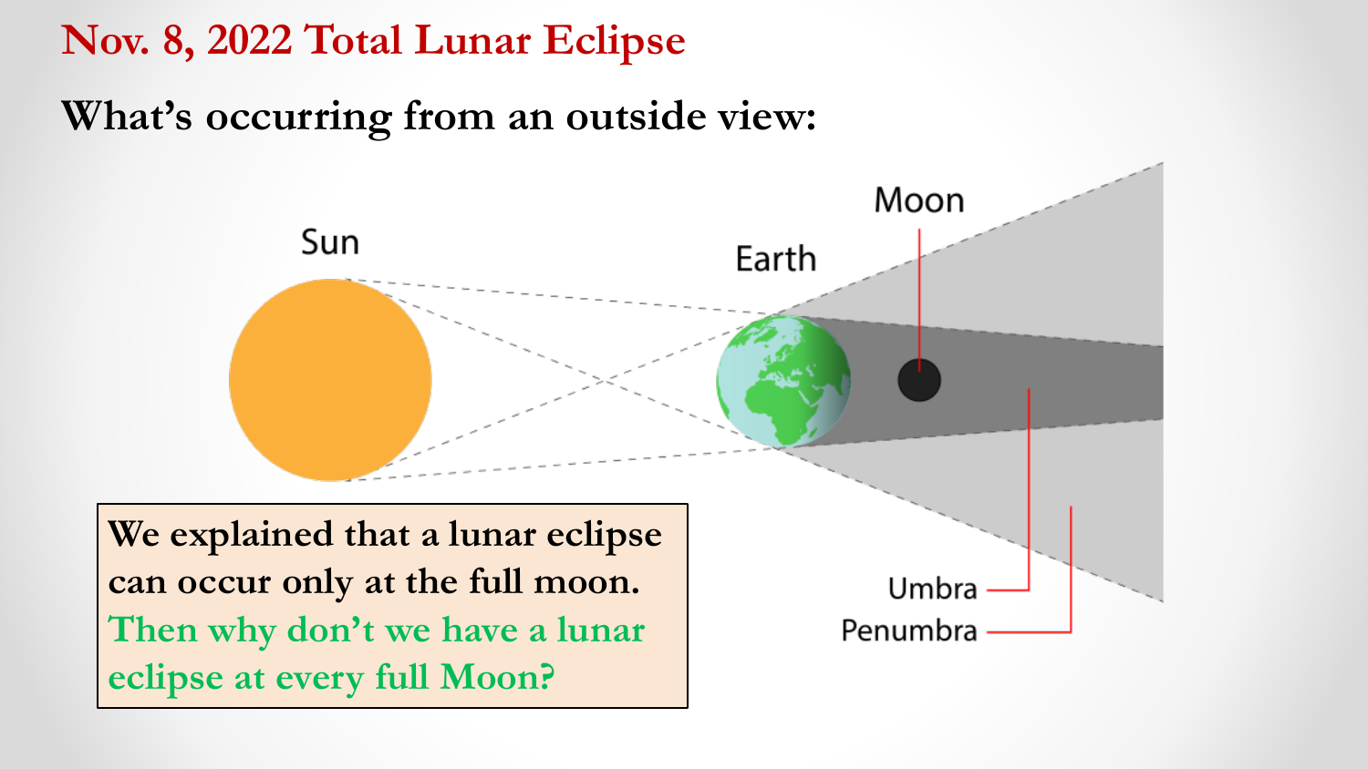# Nov. 8, 2022 Total Lunar Eclipse

**What's occurring from an outside view:**

Sun

Earth

Moon

Umbra

Penumbra

We explained that a lunar eclipse can occur only at the full moon. Then why don't we have a lunar eclipse at every full Moon?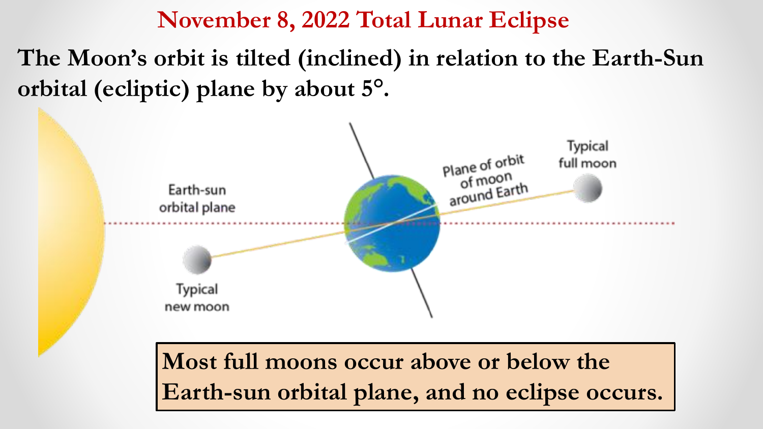# November 8, 2022 Total Lunar Eclipse

**The Moon's orbit is tilted (inclined) in relation to the Earth-Sun orbital (ecliptic) plane by about 5°.**

Earth-sun orbital plane

Plane of orbit of moon around Earth

Typical full moon

Typical new moon

**Most full moons occur above or below the Earth-sun orbital plane, and no eclipse occurs.**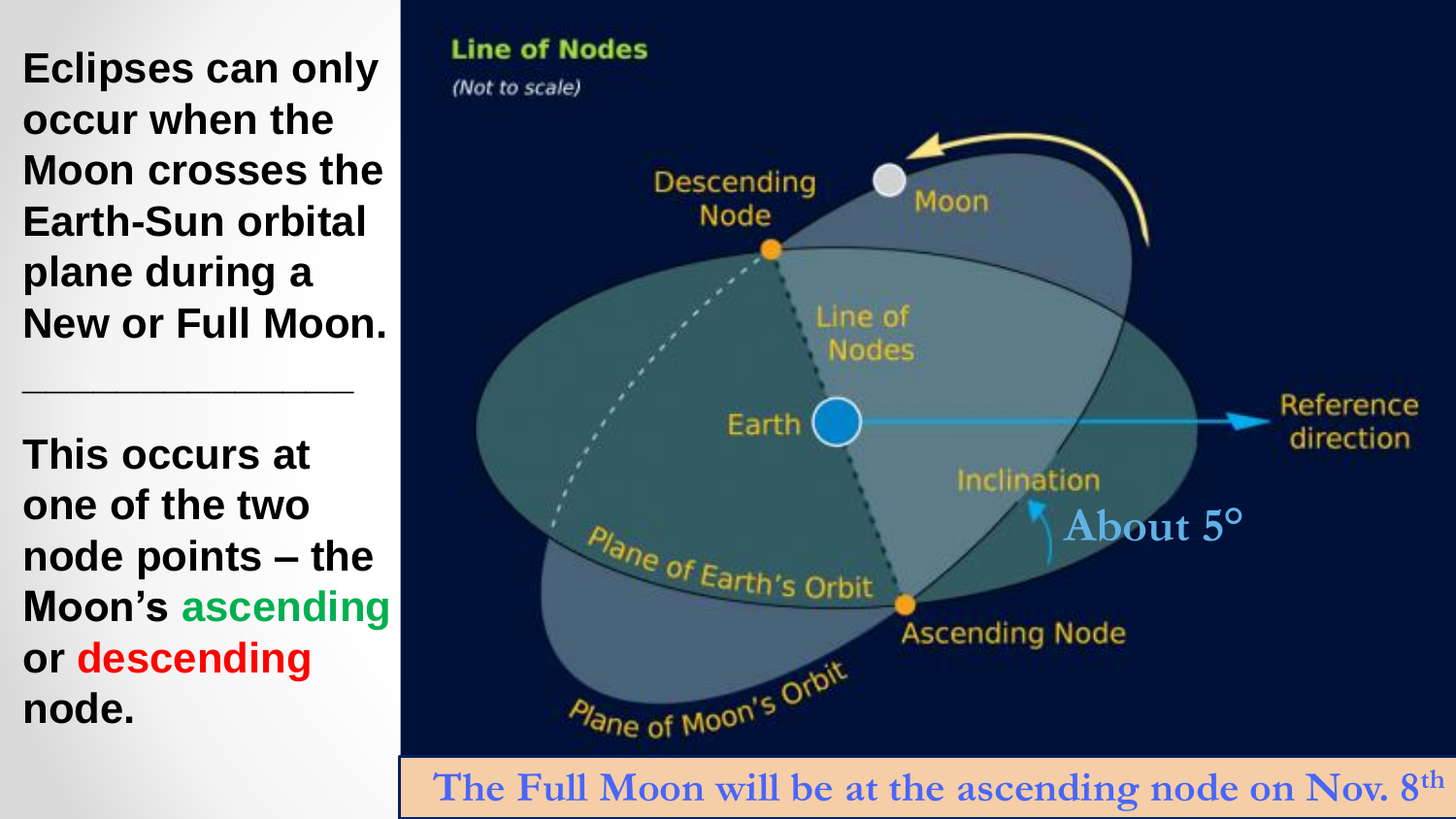**Eclipses can only occur when the Moon crosses the Earth-Sun orbital plane during a New or Full Moon.**

---

**This occurs at one of the two node points – the Moon's ascending or descending node.**

Line of Nodes

*(Not to scale)*

Descending Node

Moon

Line of Nodes

Earth

Reference direction

Inclination

About 5°

Plane of Earth's Orbit

Ascending Node

Plane of Moon's Orbit

The Full Moon will be at the ascending node on Nov. 8th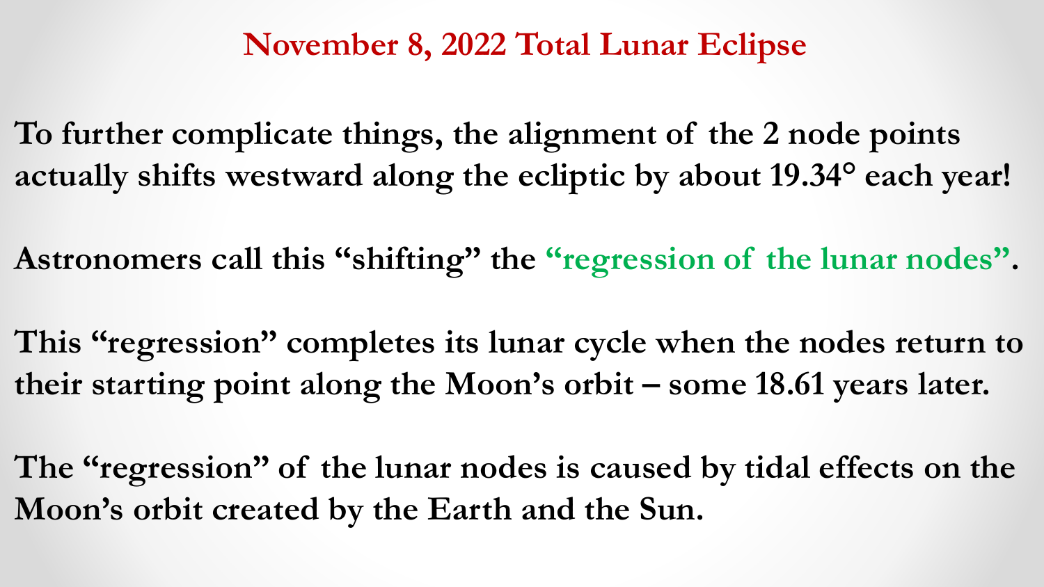# November 8, 2022 Total Lunar Eclipse

**To further complicate things, the alignment of the 2 node points actually shifts westward along the ecliptic by about 19.34° each year!**

**Astronomers call this "shifting" the "regression of the lunar nodes".**

**This "regression" completes its lunar cycle when the nodes return to their starting point along the Moon's orbit – some 18.61 years later.**

**The "regression" of the lunar nodes is caused by tidal effects on the Moon's orbit created by the Earth and the Sun.**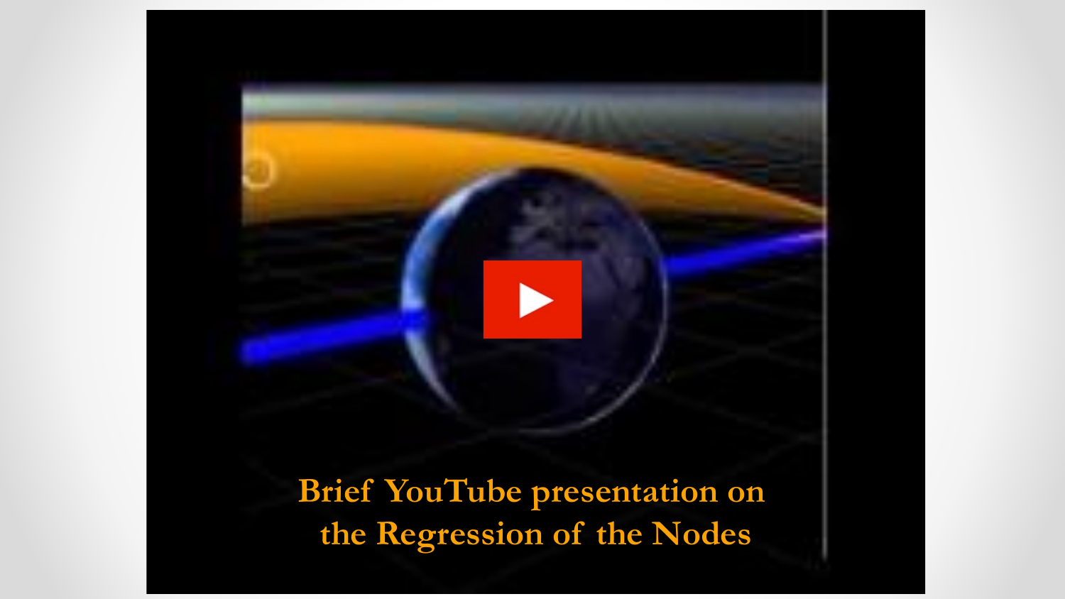Brief YouTube presentation on the Regression of the Nodes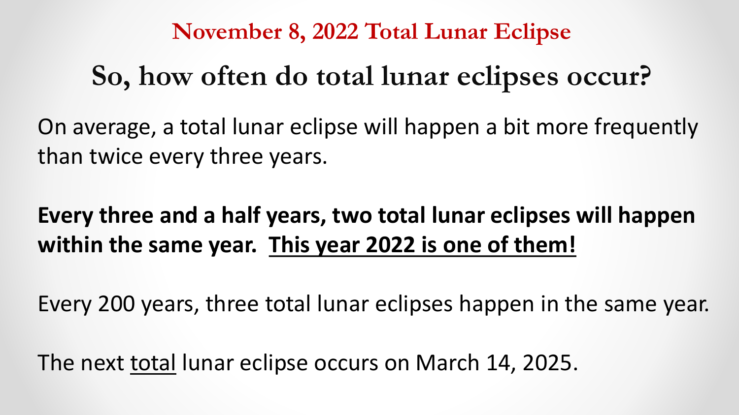## November 8, 2022 Total Lunar Eclipse

# So, how often do total lunar eclipses occur?

On average, a total lunar eclipse will happen a bit more frequently than twice every three years.

**Every three and a half years, two total lunar eclipses will happen within the same year. <u>This year 2022 is one of them!</u>**

Every 200 years, three total lunar eclipses happen in the same year.

The next <u>total</u> lunar eclipse occurs on March 14, 2025.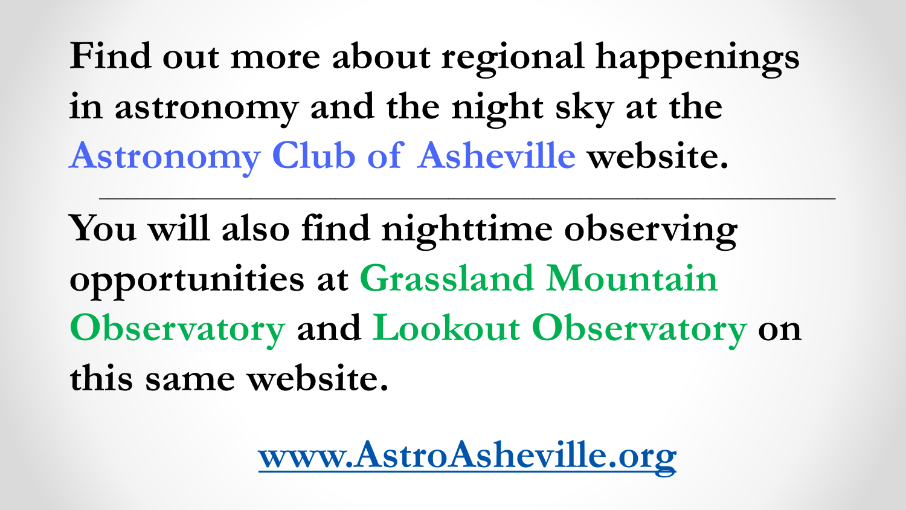**Find out more about regional happenings in astronomy and the night sky at the Astronomy Club of Asheville website.**

---

**You will also find nighttime observing opportunities at Grassland Mountain Observatory and Lookout Observatory on this same website.**

**www.AstroAsheville.org**